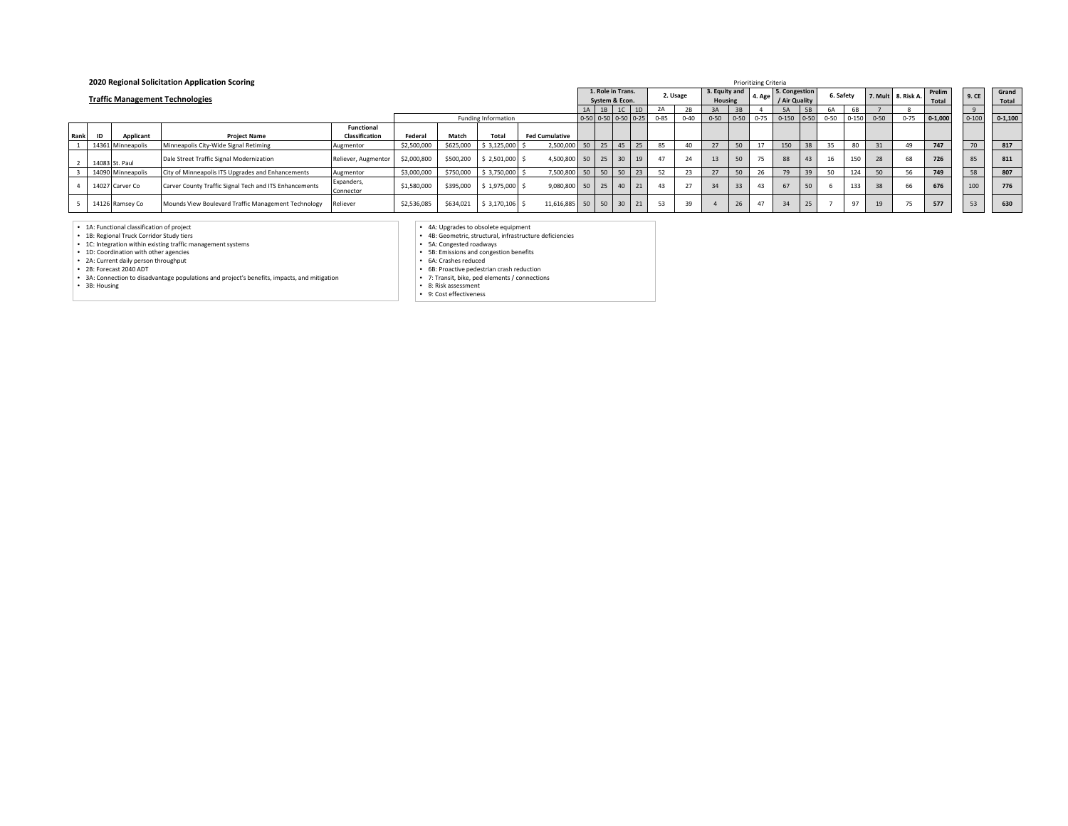## 2020 Regional Solicitation Application Scoring

### Traffic Management Technologies

Prioritizing Criteria

| Rank | ID | Applicant | Project Name | Functional Classification | Federal | Match | Total | Fed Cumulative | 1. Role in Trans. System & Econ. | | | | 2. Usage | | 3. Equity and Housing | | 4. Age | 5. Congestion / Air Quality | | 6. Safety | | 7. Mult | 8. Risk A. | Prelim Total | 9. CE | Grand Total |
|---|---|---|---|---|---|---|---|---|---|---|---|---|---|---|---|---|---|---|---|---|---|---|---|---|---|---|
| | | | | | | | | | 1A | 1B | 1C | 1D | 2A | 2B | 3A | 3B | 4 | 5A | 5B | 6A | 6B | 7 | 8 | | 9 | |
| | | | | | Funding Information | | | | 0-50 | 0-50 | 0-50 | 0-25 | 0-85 | 0-40 | 0-50 | 0-50 | 0-75 | 0-150 | 0-50 | 0-50 | 0-150 | 0-50 | 0-75 | 0-1,000 | 0-100 | 0-1,100 |
| 1 | 14361 | Minneapolis | Minneapolis City-Wide Signal Retiming | Augmentor | $2,500,000 | $625,000 | $ 3,125,000 | $ 2,500,000 | 50 | 25 | 45 | 25 | 85 | 40 | 27 | 50 | 17 | 150 | 38 | 35 | 80 | 31 | 49 | **747** | 70 | **817** |
| 2 | 14083 | St. Paul | Dale Street Traffic Signal Modernization | Reliever, Augmentor | $2,000,800 | $500,200 | $ 2,501,000 | $ 4,500,800 | 50 | 25 | 30 | 19 | 47 | 24 | 13 | 50 | 75 | 88 | 43 | 16 | 150 | 28 | 68 | **726** | 85 | **811** |
| 3 | 14090 | Minneapolis | City of Minneapolis ITS Upgrades and Enhancements | Augmentor | $3,000,000 | $750,000 | $ 3,750,000 | $ 7,500,800 | 50 | 50 | 50 | 23 | 52 | 23 | 27 | 50 | 26 | 79 | 39 | 50 | 124 | 50 | 56 | **749** | 58 | **807** |
| 4 | 14027 | Carver Co | Carver County Traffic Signal Tech and ITS Enhancements | Expanders, Connector | $1,580,000 | $395,000 | $ 1,975,000 | $ 9,080,800 | 50 | 25 | 40 | 21 | 43 | 27 | 34 | 33 | 43 | 67 | 50 | 6 | 133 | 38 | 66 | **676** | 100 | **776** |
| 5 | 14126 | Ramsey Co | Mounds View Boulevard Traffic Management Technology | Reliever | $2,536,085 | $634,021 | $ 3,170,106 | $ 11,616,885 | 50 | 50 | 30 | 21 | 53 | 39 | 4 | 26 | 47 | 34 | 25 | 7 | 97 | 19 | 75 | **577** | 53 | **630** |

- 1A: Functional classification of project
- 1B: Regional Truck Corridor Study tiers
- 1C: Integration within existing traffic management systems
- 1D: Coordination with other agencies
- 2A: Current daily person throughput
- 2B: Forecast 2040 ADT
- 3A: Connection to disadvantage populations and project's benefits, impacts, and mitigation
- 3B: Housing

- 4A: Upgrades to obsolete equipment
- 4B: Geometric, structural, infrastructure deficiencies
- 5A: Congested roadways
- 5B: Emissions and congestion benefits
- 6A: Crashes reduced
- 6B: Proactive pedestrian crash reduction
- 7: Transit, bike, ped elements / connections
- 8: Risk assessment
- 9: Cost effectiveness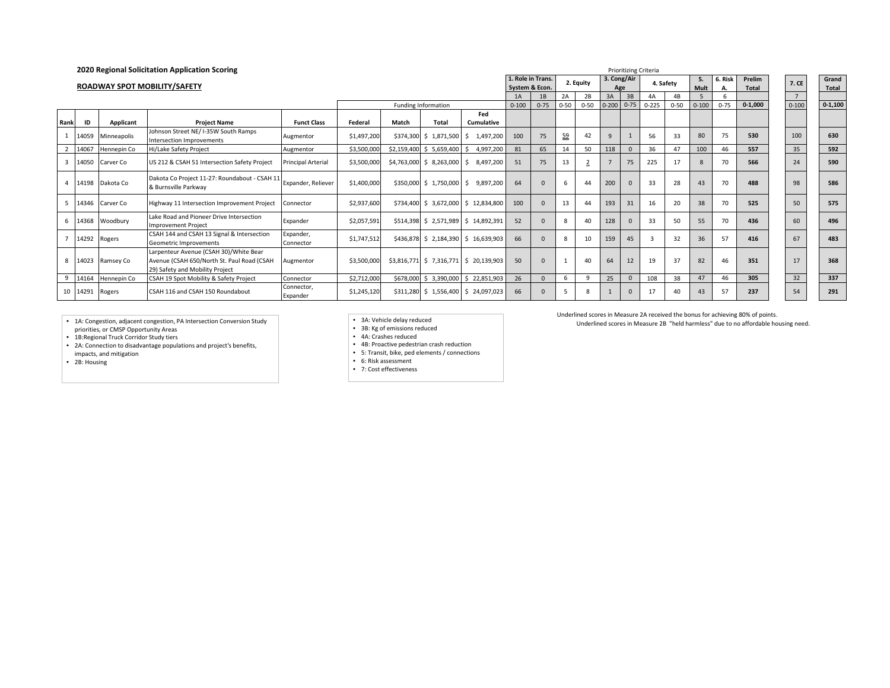## 2020 Regional Solicitation Application Scoring

### ROADWAY SPOT MOBILITY/SAFETY

Prioritizing Criteria

| | | | | | Funding Information | | | | 1. Role in Trans. System & Econ. | | 2. Equity | | 3. Cong/Air Age | | 4. Safety | | 5. Mult | 6. Risk A. | Prelim Total | 7. CE | Grand Total |
|---|---|---|---|---|---|---|---|---|---|---|---|---|---|---|---|---|---|---|---|---|---|
| | | | | | | | | | 1A | 1B | 2A | 2B | 3A | 3B | 4A | 4B | 5 | 6 | | 7 | |
| | | | | | | | | | 0-100 | 0-75 | 0-50 | 0-50 | 0-200 | 0-75 | 0-225 | 0-50 | 0-100 | 0-75 | 0-1,000 | 0-100 | 0-1,100 |
| **Rank** | **ID** | **Applicant** | **Project Name** | **Funct Class** | **Federal** | **Match** | **Total** | **Fed Cumulative** | | | | | | | | | | | | | |
| 1 | 14059 | Minneapolis | Johnson Street NE/ I-35W South Ramps Intersection Improvements | Augmentor | $1,497,200 | $374,300 | $ 1,871,500 | $ 1,497,200 | 100 | 75 | 59 | 42 | 9 | 1 | 56 | 33 | 80 | 75 | **530** | 100 | **630** |
| 2 | 14067 | Hennepin Co | Hi/Lake Safety Project | Augmentor | $3,500,000 | $2,159,400 | $ 5,659,400 | $ 4,997,200 | 81 | 65 | 14 | 50 | 118 | 0 | 36 | 47 | 100 | 46 | **557** | 35 | **592** |
| 3 | 14050 | Carver Co | US 212 & CSAH 51 Intersection Safety Project | Principal Arterial | $3,500,000 | $4,763,000 | $ 8,263,000 | $ 8,497,200 | 51 | 75 | 13 | 2 | 7 | 75 | 225 | 17 | 8 | 70 | **566** | 24 | **590** |
| 4 | 14198 | Dakota Co | Dakota Co Project 11-27: Roundabout - CSAH 11 & Burnsville Parkway | Expander, Reliever | $1,400,000 | $350,000 | $ 1,750,000 | $ 9,897,200 | 64 | 0 | 6 | 44 | 200 | 0 | 33 | 28 | 43 | 70 | **488** | 98 | **586** |
| 5 | 14346 | Carver Co | Highway 11 Intersection Improvement Project | Connector | $2,937,600 | $734,400 | $ 3,672,000 | $ 12,834,800 | 100 | 0 | 13 | 44 | 193 | 31 | 16 | 20 | 38 | 70 | **525** | 50 | **575** |
| 6 | 14368 | Woodbury | Lake Road and Pioneer Drive Intersection Improvement Project | Expander | $2,057,591 | $514,398 | $ 2,571,989 | $ 14,892,391 | 52 | 0 | 8 | 40 | 128 | 0 | 33 | 50 | 55 | 70 | **436** | 60 | **496** |
| 7 | 14292 | Rogers | CSAH 144 and CSAH 13 Signal & Intersection Geometric Improvements | Expander, Connector | $1,747,512 | $436,878 | $ 2,184,390 | $ 16,639,903 | 66 | 0 | 8 | 10 | 159 | 45 | 3 | 32 | 36 | 57 | **416** | 67 | **483** |
| 8 | 14023 | Ramsey Co | Larpenteur Avenue (CSAH 30)/White Bear Avenue (CSAH 650/North St. Paul Road (CSAH 29) Safety and Mobility Project | Augmentor | $3,500,000 | $3,816,771 | $ 7,316,771 | $ 20,139,903 | 50 | 0 | 1 | 40 | 64 | 12 | 19 | 37 | 82 | 46 | **351** | 17 | **368** |
| 9 | 14164 | Hennepin Co | CSAH 19 Spot Mobility & Safety Project | Connector | $2,712,000 | $678,000 | $ 3,390,000 | $ 22,851,903 | 26 | 0 | 6 | 9 | 25 | 0 | 108 | 38 | 47 | 46 | **305** | 32 | **337** |
| 10 | 14291 | Rogers | CSAH 116 and CSAH 150 Roundabout | Connector, Expander | $1,245,120 | $311,280 | $ 1,556,400 | $ 24,097,023 | 66 | 0 | 5 | 8 | 1 | 0 | 17 | 40 | 43 | 57 | **237** | 54 | **291** |

- 1A: Congestion, adjacent congestion, PA Intersection Conversion Study priorities, or CMSP Opportunity Areas
- 1B:Regional Truck Corridor Study tiers
- 2A: Connection to disadvantage populations and project's benefits, impacts, and mitigation
- 2B: Housing

- 3A: Vehicle delay reduced
- 3B: Kg of emissions reduced
- 4A: Crashes reduced
- 4B: Proactive pedestrian crash reduction
- 5: Transit, bike, ped elements / connections
- 6: Risk assessment
- 7: Cost effectiveness

Underlined scores in Measure 2A received the bonus for achieving 80% of points.

Underlined scores in Measure 2B "held harmless" due to no affordable housing need.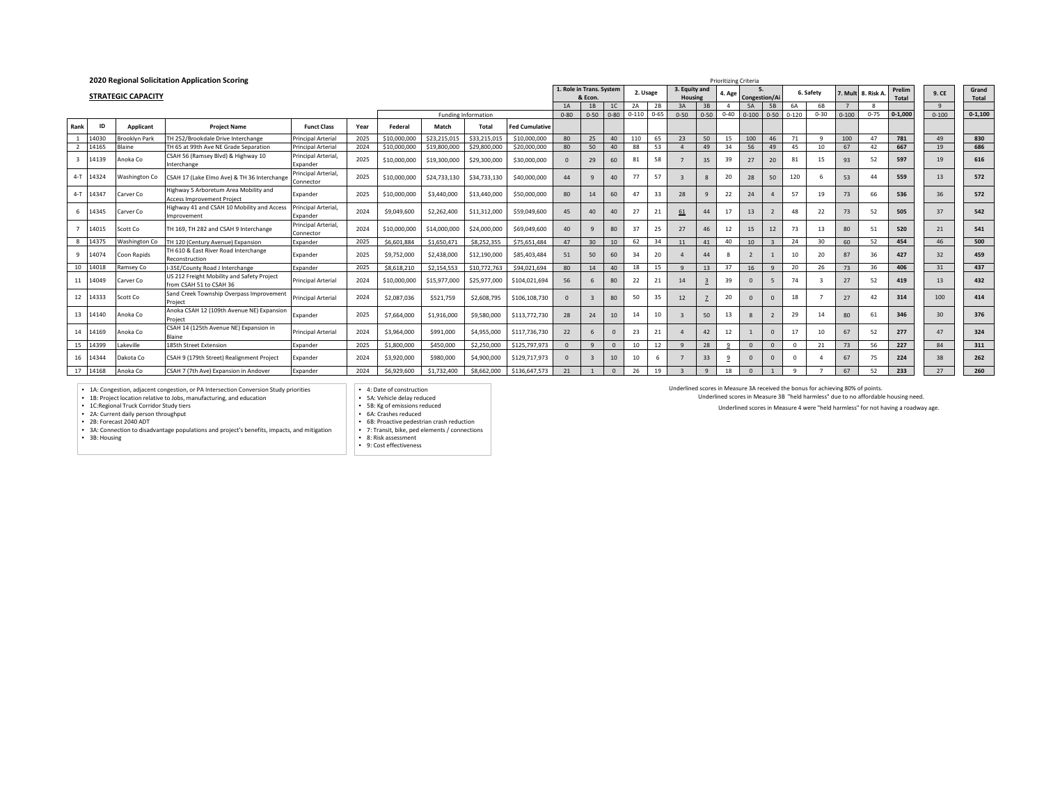## 2020 Regional Solicitation Application Scoring

### STRATEGIC CAPACITY

| | | | | | | Funding Information | | | | Prioritizing Criteria | | | | | | | | | | | | | | | | |
|---|---|---|---|---|---|---|---|---|---|---|---|---|---|---|---|---|---|---|---|---|---|---|---|---|---|---|
| | | | | | | | | | | 1. Role in Trans. System & Econ. | | | 2. Usage | | 3. Equity and Housing | | 4. Age | 5. Congestion/Air | | 6. Safety | | 7. Mult | 8. Risk A. | Prelim Total | 9. CE | Grand Total |
| | | | | | | | | | | 1A | 1B | 1C | 2A | 2B | 3A | 3B | 4 | 5A | 5B | 6A | 6B | 7 | 8 | | 9 | |
| | | | | | | | | | | 0-80 | 0-50 | 0-80 | 0-110 | 0-65 | 0-50 | 0-50 | 0-40 | 0-100 | 0-50 | 0-120 | 0-30 | 0-100 | 0-75 | 0-1,000 | 0-100 | 0-1,100 |
| **Rank** | **ID** | **Applicant** | **Project Name** | **Funct Class** | **Year** | **Federal** | **Match** | **Total** | **Fed Cumulative** | | | | | | | | | | | | | | | | | |
| 1 | 14030 | Brooklyn Park | TH 252/Brookdale Drive Interchange | Principal Arterial | 2025 | $10,000,000 | $23,215,015 | $33,215,015 | $10,000,000 | 80 | 25 | 40 | 110 | 65 | 23 | 50 | 15 | 100 | 46 | 71 | 9 | 100 | 47 | **781** | 49 | **830** |
| 2 | 14165 | Blaine | TH 65 at 99th Ave NE Grade Separation | Principal Arterial | 2024 | $10,000,000 | $19,800,000 | $29,800,000 | $20,000,000 | 80 | 50 | 40 | 88 | 53 | 4 | 49 | 34 | 56 | 49 | 45 | 10 | 67 | 42 | **667** | 19 | **686** |
| 3 | 14139 | Anoka Co | CSAH 56 (Ramsey Blvd) & Highway 10 Interchange | Principal Arterial, Expander | 2025 | $10,000,000 | $19,300,000 | $29,300,000 | $30,000,000 | 0 | 29 | 60 | 81 | 58 | 7 | 35 | 39 | 27 | 20 | 81 | 15 | 93 | 52 | **597** | 19 | **616** |
| 4-T | 14324 | Washington Co | CSAH 17 (Lake Elmo Ave) & TH 36 Interchange | Principal Arterial, Connector | 2025 | $10,000,000 | $24,733,130 | $34,733,130 | $40,000,000 | 44 | 9 | 40 | 77 | 57 | 3 | 8 | 20 | 28 | 50 | 120 | 6 | 53 | 44 | **559** | 13 | **572** |
| 4-T | 14347 | Carver Co | Highway 5 Arboretum Area Mobility and Access Improvement Project | Expander | 2025 | $10,000,000 | $3,440,000 | $13,440,000 | $50,000,000 | 80 | 14 | 60 | 47 | 33 | 28 | 9 | 22 | 24 | 4 | 57 | 19 | 73 | 66 | **536** | 36 | **572** |
| 6 | 14345 | Carver Co | Highway 41 and CSAH 10 Mobility and Access Improvement | Principal Arterial, Expander | 2024 | $9,049,600 | $2,262,400 | $11,312,000 | $59,049,600 | 45 | 40 | 40 | 27 | 21 | <u>61</u> | 44 | 17 | 13 | 2 | 48 | 22 | 73 | 52 | **505** | 37 | **542** |
| 7 | 14015 | Scott Co | TH 169, TH 282 and CSAH 9 Interchange | Principal Arterial, Connector | 2024 | $10,000,000 | $14,000,000 | $24,000,000 | $69,049,600 | 40 | 9 | 80 | 37 | 25 | 27 | 46 | 12 | 15 | 12 | 73 | 13 | 80 | 51 | **520** | 21 | **541** |
| 8 | 14375 | Washington Co | TH 120 (Century Avenue) Expansion | Expander | 2025 | $6,601,884 | $1,650,471 | $8,252,355 | $75,651,484 | 47 | 30 | 10 | 62 | 34 | 11 | 41 | 40 | 10 | 3 | 24 | 30 | 60 | 52 | **454** | 46 | **500** |
| 9 | 14074 | Coon Rapids | TH 610 & East River Road Interchange Reconstruction | Expander | 2025 | $9,752,000 | $2,438,000 | $12,190,000 | $85,403,484 | 51 | 50 | 60 | 34 | 20 | 4 | 44 | 8 | 2 | 1 | 10 | 20 | 87 | 36 | **427** | 32 | **459** |
| 10 | 14018 | Ramsey Co | I-35E/County Road J Interchange | Expander | 2025 | $8,618,210 | $2,154,553 | $10,772,763 | $94,021,694 | 80 | 14 | 40 | 18 | 15 | 9 | 13 | 37 | 16 | 9 | 20 | 26 | 73 | 36 | **406** | 31 | **437** |
| 11 | 14049 | Carver Co | US 212 Freight Mobility and Safety Project from CSAH 51 to CSAH 36 | Principal Arterial | 2024 | $10,000,000 | $15,977,000 | $25,977,000 | $104,021,694 | 56 | 6 | 80 | 22 | 21 | 14 | <u>3</u> | 39 | 0 | 5 | 74 | 3 | 27 | 52 | **419** | 13 | **432** |
| 12 | 14333 | Scott Co | Sand Creek Township Overpass Improvement Project | Principal Arterial | 2024 | $2,087,036 | $521,759 | $2,608,795 | $106,108,730 | 0 | 3 | 80 | 50 | 35 | 12 | <u>7</u> | 20 | 0 | 0 | 18 | 7 | 27 | 42 | **314** | 100 | **414** |
| 13 | 14140 | Anoka Co | Anoka CSAH 12 (109th Avenue NE) Expansion Project | Expander | 2025 | $7,664,000 | $1,916,000 | $9,580,000 | $113,772,730 | 28 | 24 | 10 | 14 | 10 | 3 | 50 | 13 | 8 | 2 | 29 | 14 | 80 | 61 | **346** | 30 | **376** |
| 14 | 14169 | Anoka Co | CSAH 14 (125th Avenue NE) Expansion in Blaine | Principal Arterial | 2024 | $3,964,000 | $991,000 | $4,955,000 | $117,736,730 | 22 | 6 | 0 | 23 | 21 | 4 | 42 | 12 | 1 | 0 | 17 | 10 | 67 | 52 | **277** | 47 | **324** |
| 15 | 14399 | Lakeville | 185th Street Extension | Expander | 2025 | $1,800,000 | $450,000 | $2,250,000 | $125,797,973 | 0 | 9 | 0 | 10 | 12 | 9 | 28 | <u>9</u> | 0 | 0 | 0 | 21 | 73 | 56 | **227** | 84 | **311** |
| 16 | 14344 | Dakota Co | CSAH 9 (179th Street) Realignment Project | Expander | 2024 | $3,920,000 | $980,000 | $4,900,000 | $129,717,973 | 0 | 3 | 10 | 10 | 6 | 7 | 33 | <u>9</u> | 0 | 0 | 0 | 4 | 67 | 75 | **224** | 38 | **262** |
| 17 | 14168 | Anoka Co | CSAH 7 (7th Ave) Expansion in Andover | Expander | 2024 | $6,929,600 | $1,732,400 | $8,662,000 | $136,647,573 | 21 | 1 | 0 | 26 | 19 | 3 | 9 | 18 | 0 | 1 | 9 | 7 | 67 | 52 | **233** | 27 | **260** |

- 1A: Congestion, adjacent congestion, or PA Intersection Conversion Study priorities
- 1B: Project location relative to Jobs, manufacturing, and education
- 1C:Regional Truck Corridor Study tiers
- 2A: Current daily person throughput
- 2B: Forecast 2040 ADT
- 3A: Connection to disadvantage populations and project's benefits, impacts, and mitigation
- 3B: Housing

- 4: Date of construction
- 5A: Vehicle delay reduced
- 5B: Kg of emissions reduced
- 6A: Crashes reduced
- 6B: Proactive pedestrian crash reduction
- 7: Transit, bike, ped elements / connections
- 8: Risk assessment
- 9: Cost effectiveness

Underlined scores in Measure 3A received the bonus for achieving 80% of points.

Underlined scores in Measure 3B "held harmless" due to no affordable housing need.

Underlined scores in Measure 4 were "held harmless" for not having a roadway age.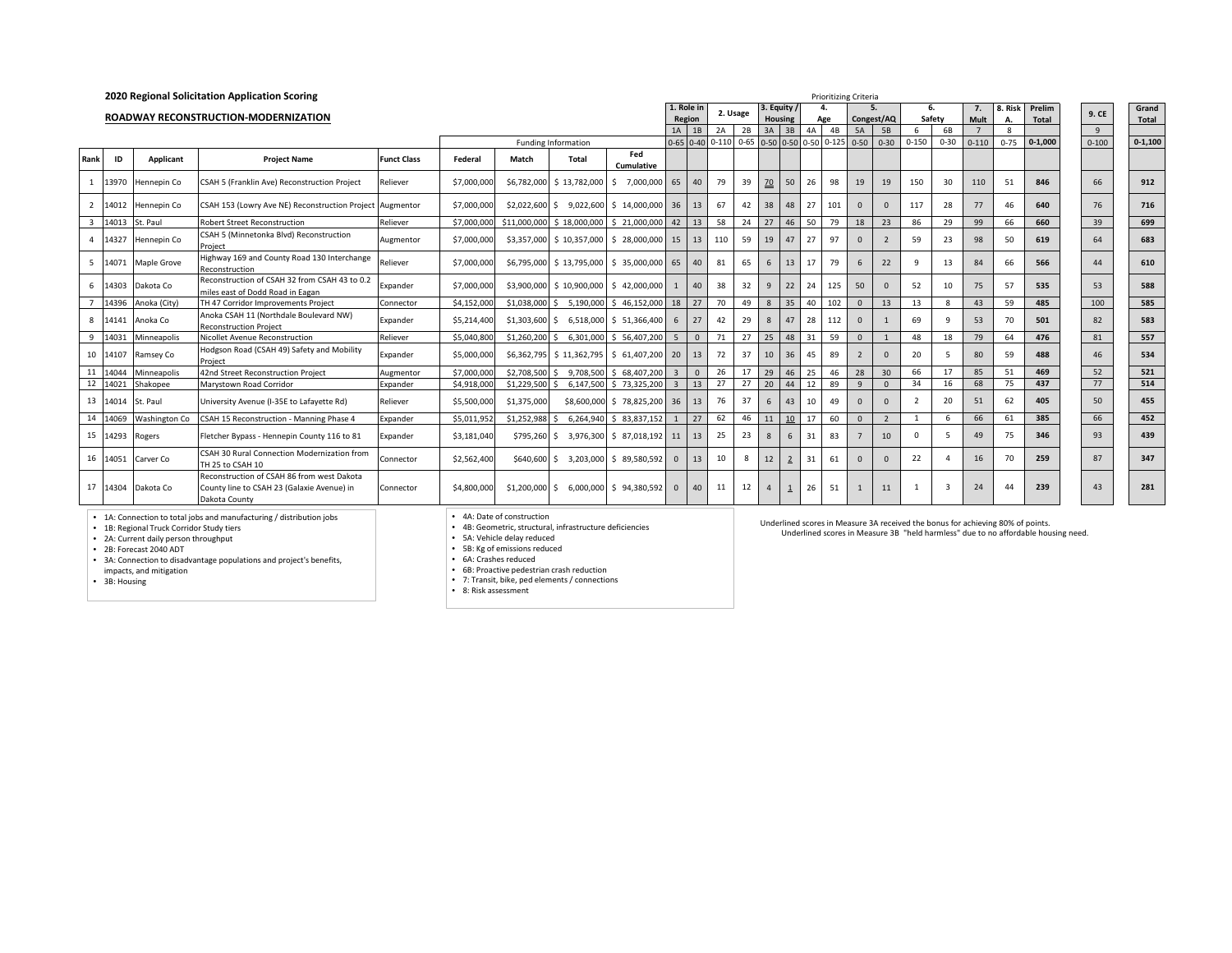## 2020 Regional Solicitation Application Scoring

### ROADWAY RECONSTRUCTION-MODERNIZATION

Prioritizing Criteria

| Rank | ID | Applicant | Project Name | Funct Class | Federal | Match | Total | Fed Cumulative | 1. Role in Region 1A | 1B | 2. Usage 2A | 2B | 3. Equity / Housing 3A | 3B | 4. Age 4A | 4B | 5. Congest/AQ 5A | 5B | 6. Safety 6 | 6B | 7. Mult 7 | 8. Risk A. 8 | Prelim Total | 9. CE 9 | Grand Total |
|---|---|---|---|---|---|---|---|---|---|---|---|---|---|---|---|---|---|---|---|---|---|---|---|---|---|
| | | | | | Funding Information | | | | 0-65 | 0-40 | 0-110 | 0-65 | 0-50 | 0-50 | 0-50 | 0-125 | 0-50 | 0-30 | 0-150 | 0-30 | 0-110 | 0-75 | 0-1,000 | 0-100 | 0-1,100 |
| 1 | 13970 | Hennepin Co | CSAH 5 (Franklin Ave) Reconstruction Project | Reliever | $7,000,000 | $6,782,000 | $ 13,782,000 | $ 7,000,000 | 65 | 40 | 79 | 39 | <u>70</u> | 50 | 26 | 98 | 19 | 19 | 150 | 30 | 110 | 51 | 846 | 66 | 912 |
| 2 | 14012 | Hennepin Co | CSAH 153 (Lowry Ave NE) Reconstruction Project | Augmentor | $7,000,000 | $2,022,600 | $ 9,022,600 | $ 14,000,000 | 36 | 13 | 67 | 42 | 38 | 48 | 27 | 101 | 0 | 0 | 117 | 28 | 77 | 46 | 640 | 76 | 716 |
| 3 | 14013 | St. Paul | Robert Street Reconstruction | Reliever | $7,000,000 | $11,000,000 | $ 18,000,000 | $ 21,000,000 | 42 | 13 | 58 | 24 | 27 | 46 | 50 | 79 | 18 | 23 | 86 | 29 | 99 | 66 | 660 | 39 | 699 |
| 4 | 14327 | Hennepin Co | CSAH 5 (Minnetonka Blvd) Reconstruction Project | Augmentor | $7,000,000 | $3,357,000 | $ 10,357,000 | $ 28,000,000 | 15 | 13 | 110 | 59 | 19 | 47 | 27 | 97 | 0 | 2 | 59 | 23 | 98 | 50 | 619 | 64 | 683 |
| 5 | 14071 | Maple Grove | Highway 169 and County Road 130 Interchange Reconstruction | Reliever | $7,000,000 | $6,795,000 | $ 13,795,000 | $ 35,000,000 | 65 | 40 | 81 | 65 | 6 | 13 | 17 | 79 | 6 | 22 | 9 | 13 | 84 | 66 | 566 | 44 | 610 |
| 6 | 14303 | Dakota Co | Reconstruction of CSAH 32 from CSAH 43 to 0.2 miles east of Dodd Road in Eagan | Expander | $7,000,000 | $3,900,000 | $ 10,900,000 | $ 42,000,000 | 1 | 40 | 38 | 32 | 9 | 22 | 24 | 125 | 50 | 0 | 52 | 10 | 75 | 57 | 535 | 53 | 588 |
| 7 | 14396 | Anoka (City) | TH 47 Corridor Improvements Project | Connector | $4,152,000 | $1,038,000 | $ 5,190,000 | $ 46,152,000 | 18 | 27 | 70 | 49 | 8 | 35 | 40 | 102 | 0 | 13 | 13 | 8 | 43 | 59 | 485 | 100 | 585 |
| 8 | 14141 | Anoka Co | Anoka CSAH 11 (Northdale Boulevard NW) Reconstruction Project | Expander | $5,214,400 | $1,303,600 | $ 6,518,000 | $ 51,366,400 | 6 | 27 | 42 | 29 | 8 | 47 | 28 | 112 | 0 | 1 | 69 | 9 | 53 | 70 | 501 | 82 | 583 |
| 9 | 14031 | Minneapolis | Nicollet Avenue Reconstruction | Reliever | $5,040,800 | $1,260,200 | $ 6,301,000 | $ 56,407,200 | 5 | 0 | 71 | 27 | 25 | 48 | 31 | 59 | 0 | 1 | 48 | 18 | 79 | 64 | 476 | 81 | 557 |
| 10 | 14107 | Ramsey Co | Hodgson Road (CSAH 49) Safety and Mobility Project | Expander | $5,000,000 | $6,362,795 | $ 11,362,795 | $ 61,407,200 | 20 | 13 | 72 | 37 | 10 | 36 | 45 | 89 | 2 | 0 | 20 | 5 | 80 | 59 | 488 | 46 | 534 |
| 11 | 14044 | Minneapolis | 42nd Street Reconstruction Project | Augmentor | $7,000,000 | $2,708,500 | $ 9,708,500 | $ 68,407,200 | 3 | 0 | 26 | 17 | 29 | 46 | 25 | 46 | 28 | 30 | 66 | 17 | 85 | 51 | 469 | 52 | 521 |
| 12 | 14021 | Shakopee | Marystown Road Corridor | Expander | $4,918,000 | $1,229,500 | $ 6,147,500 | $ 73,325,200 | 3 | 13 | 27 | 27 | 20 | 44 | 12 | 89 | 9 | 0 | 34 | 16 | 68 | 75 | 437 | 77 | 514 |
| 13 | 14014 | St. Paul | University Avenue (I-35E to Lafayette Rd) | Reliever | $5,500,000 | $1,375,000 | $8,600,000 | $ 78,825,200 | 36 | 13 | 76 | 37 | 6 | 43 | 10 | 49 | 0 | 0 | 2 | 20 | 51 | 62 | 405 | 50 | 455 |
| 14 | 14069 | Washington Co | CSAH 15 Reconstruction - Manning Phase 4 | Expander | $5,011,952 | $1,252,988 | $ 6,264,940 | $ 83,837,152 | 1 | 27 | 62 | 46 | 11 | <u>10</u> | 17 | 60 | 0 | 2 | 1 | 6 | 66 | 61 | 385 | 66 | 452 |
| 15 | 14293 | Rogers | Fletcher Bypass - Hennepin County 116 to 81 | Expander | $3,181,040 | $795,260 | $ 3,976,300 | $ 87,018,192 | 11 | 13 | 25 | 23 | 8 | 6 | 31 | 83 | 7 | 10 | 0 | 5 | 49 | 75 | 346 | 93 | 439 |
| 16 | 14051 | Carver Co | CSAH 30 Rural Connection Modernization from TH 25 to CSAH 10 | Connector | $2,562,400 | $640,600 | $ 3,203,000 | $ 89,580,592 | 0 | 13 | 10 | 8 | 12 | <u>2</u> | 31 | 61 | 0 | 0 | 22 | 4 | 16 | 70 | 259 | 87 | 347 |
| 17 | 14304 | Dakota Co | Reconstruction of CSAH 86 from west Dakota County line to CSAH 23 (Galaxie Avenue) in Dakota County | Connector | $4,800,000 | $1,200,000 | $ 6,000,000 | $ 94,380,592 | 0 | 40 | 11 | 12 | 4 | <u>1</u> | 26 | 51 | 1 | 11 | 1 | 3 | 24 | 44 | 239 | 43 | 281 |

- 1A: Connection to total jobs and manufacturing / distribution jobs
- 1B: Regional Truck Corridor Study tiers
- 2A: Current daily person throughput
- 2B: Forecast 2040 ADT
- 3A: Connection to disadvantage populations and project's benefits, impacts, and mitigation
- 3B: Housing

- 4A: Date of construction
- 4B: Geometric, structural, infrastructure deficiencies
- 5A: Vehicle delay reduced
- 5B: Kg of emissions reduced
- 6A: Crashes reduced
- 6B: Proactive pedestrian crash reduction
- 7: Transit, bike, ped elements / connections
- 8: Risk assessment

Underlined scores in Measure 3A received the bonus for achieving 80% of points.
Underlined scores in Measure 3B "held harmless" due to no affordable housing need.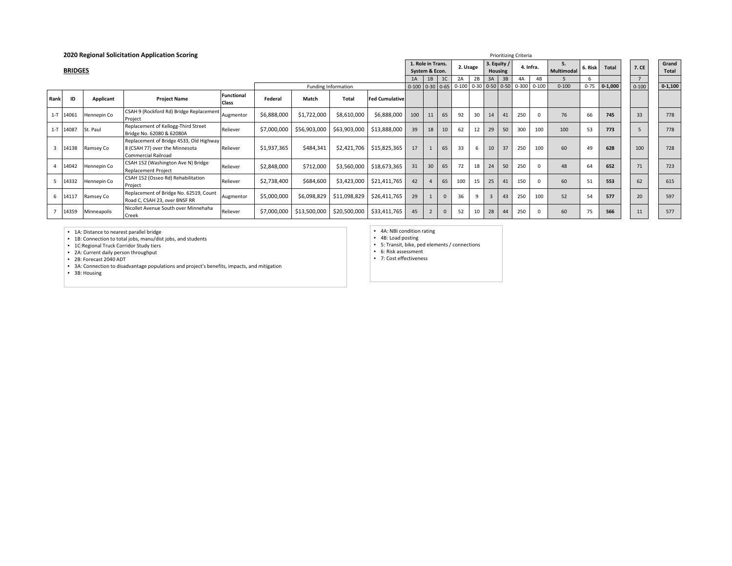## 2020 Regional Solicitation Application Scoring

### BRIDGES

Prioritizing Criteria

| Rank | ID | Applicant | Project Name | Functional Class | Federal | Match | Total | Fed Cumulative | 1. Role in Trans. System & Econ. 1A (0-100) | 1B (0-30) | 1C (0-65) | 2. Usage 2A (0-100) | 2B (0-30) | 3. Equity / Housing 3A (0-50) | 3B (0-50) | 4. Infra. 4A (0-300) | 4B (0-100) | 5. Multimodal 5 (0-100) | 6. Risk 6 (0-75) | Total (0-1,000) | 7. CE 7 (0-100) | Grand Total (0-1,100) |
|---|---|---|---|---|---|---|---|---|---|---|---|---|---|---|---|---|---|---|---|---|---|---|
| 1-T | 14061 | Hennepin Co | CSAH 9 (Rockford Rd) Bridge Replacement Project | Augmentor | $6,888,000 | $1,722,000 | $8,610,000 | $6,888,000 | 100 | 11 | 65 | 92 | 30 | 14 | 41 | 250 | 0 | 76 | 66 | **745** | 33 | 778 |
| 1-T | 14087 | St. Paul | Replacement of Kellogg-Third Street Bridge No. 62080 & 62080A | Reliever | $7,000,000 | $56,903,000 | $63,903,000 | $13,888,000 | 39 | 18 | 10 | 62 | 12 | 29 | 50 | 300 | 100 | 100 | 53 | **773** | 5 | 778 |
| 3 | 14138 | Ramsey Co | Replacement of Bridge 4533, Old Highway 8 (CSAH 77) over the Minnesota Commercial Railroad | Reliever | $1,937,365 | $484,341 | $2,421,706 | $15,825,365 | 17 | 1 | 65 | 33 | 6 | 10 | 37 | 250 | 100 | 60 | 49 | **628** | 100 | 728 |
| 4 | 14042 | Hennepin Co | CSAH 152 (Washington Ave N) Bridge Replacement Project | Reliever | $2,848,000 | $712,000 | $3,560,000 | $18,673,365 | 31 | 30 | 65 | 72 | 18 | 24 | 50 | 250 | 0 | 48 | 64 | **652** | 71 | 723 |
| 5 | 14332 | Hennepin Co | CSAH 152 (Osseo Rd) Rehabilitation Project | Reliever | $2,738,400 | $684,600 | $3,423,000 | $21,411,765 | 42 | 4 | 65 | 100 | 15 | 25 | 41 | 150 | 0 | 60 | 51 | **553** | 62 | 615 |
| 6 | 14117 | Ramsey Co | Replacement of Bridge No. 62519, Count Road C, CSAH 23, over BNSF RR | Augmentor | $5,000,000 | $6,098,829 | $11,098,829 | $26,411,765 | 29 | 1 | 0 | 36 | 9 | 3 | 43 | 250 | 100 | 52 | 54 | **577** | 20 | 597 |
| 7 | 14359 | Minneapolis | Nicollet Avenue South over Minnehaha Creek | Reliever | $7,000,000 | $13,500,000 | $20,500,000 | $33,411,765 | 45 | 2 | 0 | 52 | 10 | 28 | 44 | 250 | 0 | 60 | 75 | **566** | 11 | 577 |

- 1A: Distance to nearest parallel bridge
- 1B: Connection to total jobs, manu/dist jobs, and students
- 1C:Regional Truck Corridor Study tiers
- 2A: Current daily person throughput
- 2B: Forecast 2040 ADT
- 3A: Connection to disadvantage populations and project's benefits, impacts, and mitigation
- 3B: Housing

- 4A: NBI condition rating
- 4B: Load posting
- 5: Transit, bike, ped elements / connections
- 6: Risk assessment
- 7: Cost effectiveness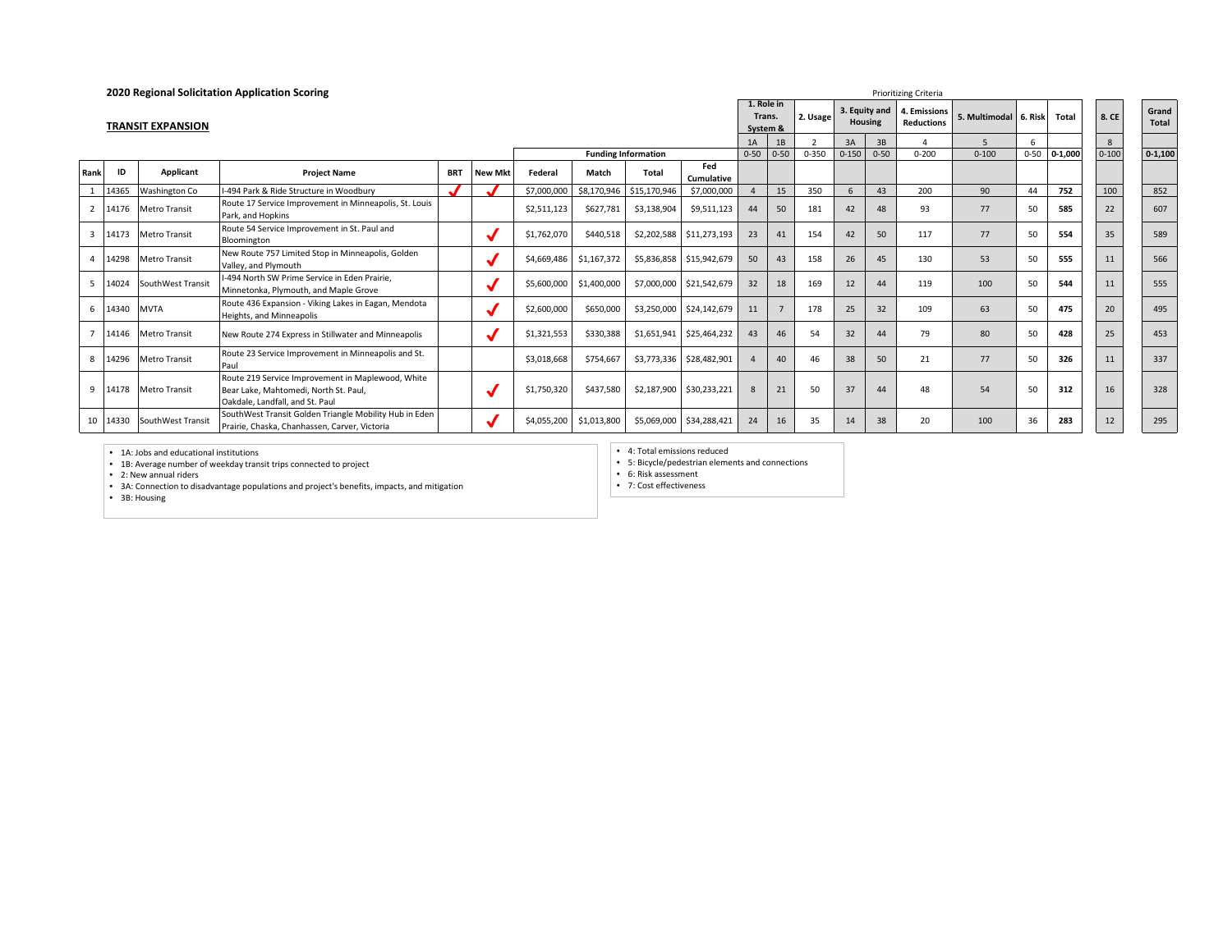## 2020 Regional Solicitation Application Scoring

### TRANSIT EXPANSION

| | | | | | | Funding Information | | | | Prioritizing Criteria | | | | | | | | | | | |
|---|---|---|---|---|---|---|---|---|---|---|---|---|---|---|---|---|---|---|---|---|---|
| | | | | | | | | | | 1. Role in Trans. System & | | 2. Usage | 3. Equity and Housing | | 4. Emissions Reductions | 5. Multimodal | 6. Risk | Total | | 8. CE | Grand Total |
| | | | | | | | | | | 1A | 1B | 2 | 3A | 3B | 4 | 5 | 6 | | | 8 | |
| | | | | | | | | | | 0-50 | 0-50 | 0-350 | 0-150 | 0-50 | 0-200 | 0-100 | 0-50 | 0-1,000 | | 0-100 | 0-1,100 |
| Rank | ID | Applicant | Project Name | BRT | New Mkt | Federal | Match | Total | Fed Cumulative | | | | | | | | | | | | |
| 1 | 14365 | Washington Co | I-494 Park & Ride Structure in Woodbury | ✓ | ✓ | $7,000,000 | $8,170,946 | $15,170,946 | $7,000,000 | 4 | 15 | 350 | 6 | 43 | 200 | 90 | 44 | 752 | | 100 | 852 |
| 2 | 14176 | Metro Transit | Route 17 Service Improvement in Minneapolis, St. Louis Park, and Hopkins | | | $2,511,123 | $627,781 | $3,138,904 | $9,511,123 | 44 | 50 | 181 | 42 | 48 | 93 | 77 | 50 | 585 | | 22 | 607 |
| 3 | 14173 | Metro Transit | Route 54 Service Improvement in St. Paul and Bloomington | | ✓ | $1,762,070 | $440,518 | $2,202,588 | $11,273,193 | 23 | 41 | 154 | 42 | 50 | 117 | 77 | 50 | 554 | | 35 | 589 |
| 4 | 14298 | Metro Transit | New Route 757 Limited Stop in Minneapolis, Golden Valley, and Plymouth | | ✓ | $4,669,486 | $1,167,372 | $5,836,858 | $15,942,679 | 50 | 43 | 158 | 26 | 45 | 130 | 53 | 50 | 555 | | 11 | 566 |
| 5 | 14024 | SouthWest Transit | I-494 North SW Prime Service in Eden Prairie, Minnetonka, Plymouth, and Maple Grove | | ✓ | $5,600,000 | $1,400,000 | $7,000,000 | $21,542,679 | 32 | 18 | 169 | 12 | 44 | 119 | 100 | 50 | 544 | | 11 | 555 |
| 6 | 14340 | MVTA | Route 436 Expansion - Viking Lakes in Eagan, Mendota Heights, and Minneapolis | | ✓ | $2,600,000 | $650,000 | $3,250,000 | $24,142,679 | 11 | 7 | 178 | 25 | 32 | 109 | 63 | 50 | 475 | | 20 | 495 |
| 7 | 14146 | Metro Transit | New Route 274 Express in Stillwater and Minneapolis | | ✓ | $1,321,553 | $330,388 | $1,651,941 | $25,464,232 | 43 | 46 | 54 | 32 | 44 | 79 | 80 | 50 | 428 | | 25 | 453 |
| 8 | 14296 | Metro Transit | Route 23 Service Improvement in Minneapolis and St. Paul | | | $3,018,668 | $754,667 | $3,773,336 | $28,482,901 | 4 | 40 | 46 | 38 | 50 | 21 | 77 | 50 | 326 | | 11 | 337 |
| 9 | 14178 | Metro Transit | Route 219 Service Improvement in Maplewood, White Bear Lake, Mahtomedi, North St. Paul, Oakdale, Landfall, and St. Paul | | ✓ | $1,750,320 | $437,580 | $2,187,900 | $30,233,221 | 8 | 21 | 50 | 37 | 44 | 48 | 54 | 50 | 312 | | 16 | 328 |
| 10 | 14330 | SouthWest Transit | SouthWest Transit Golden Triangle Mobility Hub in Eden Prairie, Chaska, Chanhassen, Carver, Victoria | | ✓ | $4,055,200 | $1,013,800 | $5,069,000 | $34,288,421 | 24 | 16 | 35 | 14 | 38 | 20 | 100 | 36 | 283 | | 12 | 295 |

- 1A: Jobs and educational institutions
- 1B: Average number of weekday transit trips connected to project
- 2: New annual riders
- 3A: Connection to disadvantage populations and project's benefits, impacts, and mitigation
- 3B: Housing

- 4: Total emissions reduced
- 5: Bicycle/pedestrian elements and connections
- 6: Risk assessment
- 7: Cost effectiveness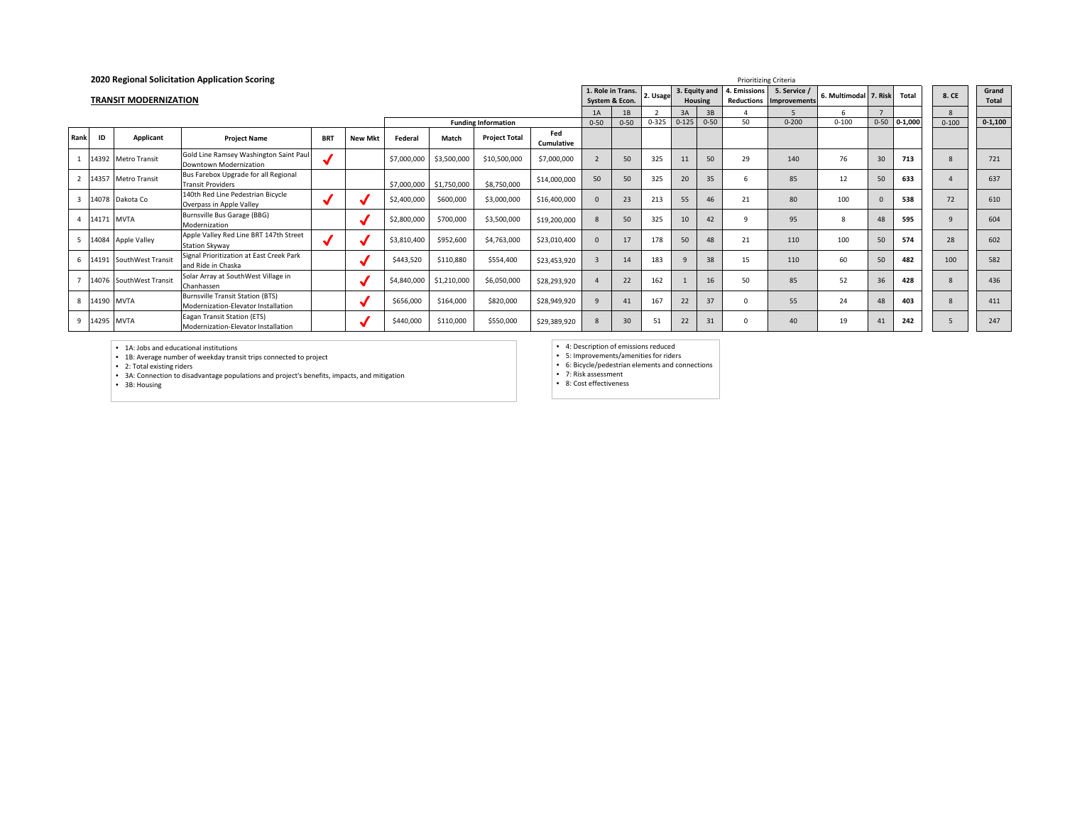**2020 Regional Solicitation Application Scoring**

**TRANSIT MODERNIZATION**

Prioritizing Criteria

| Rank | ID | Applicant | Project Name | BRT | New Mkt | Federal | Match | Project Total | Fed Cumulative | 1. Role in Trans. System & Econ. | | 2. Usage | 3. Equity and Housing | | 4. Emissions Reductions | 5. Service / Improvements | 6. Multimodal | 7. Risk | Total | 8. CE | Grand Total |
|---|---|---|---|---|---|---|---|---|---|---|---|---|---|---|---|---|---|---|---|---|---|
| | | | | | | Funding Information | | | | 1A | 1B | 2 | 3A | 3B | 4 | 5 | 6 | 7 | | 8 | |
| | | | | | | | | | | 0-50 | 0-50 | 0-325 | 0-125 | 0-50 | 50 | 0-200 | 0-100 | 0-50 | 0-1,000 | 0-100 | 0-1,100 |
| 1 | 14392 | Metro Transit | Gold Line Ramsey Washington Saint Paul Downtown Modernization | ✓ | | $7,000,000 | $3,500,000 | $10,500,000 | $7,000,000 | 2 | 50 | 325 | 11 | 50 | 29 | 140 | 76 | 30 | **713** | 8 | 721 |
| 2 | 14357 | Metro Transit | Bus Farebox Upgrade for all Regional Transit Providers | | | $7,000,000 | $1,750,000 | $8,750,000 | $14,000,000 | 50 | 50 | 325 | 20 | 35 | 6 | 85 | 12 | 50 | **633** | 4 | 637 |
| 3 | 14078 | Dakota Co | 140th Red Line Pedestrian Bicycle Overpass in Apple Valley | ✓ | ✓ | $2,400,000 | $600,000 | $3,000,000 | $16,400,000 | 0 | 23 | 213 | 55 | 46 | 21 | 80 | 100 | 0 | **538** | 72 | 610 |
| 4 | 14171 | MVTA | Burnsville Bus Garage (BBG) Modernization | | ✓ | $2,800,000 | $700,000 | $3,500,000 | $19,200,000 | 8 | 50 | 325 | 10 | 42 | 9 | 95 | 8 | 48 | **595** | 9 | 604 |
| 5 | 14084 | Apple Valley | Apple Valley Red Line BRT 147th Street Station Skyway | ✓ | ✓ | $3,810,400 | $952,600 | $4,763,000 | $23,010,400 | 0 | 17 | 178 | 50 | 48 | 21 | 110 | 100 | 50 | **574** | 28 | 602 |
| 6 | 14191 | SouthWest Transit | Signal Prioritization at East Creek Park and Ride in Chaska | | ✓ | $443,520 | $110,880 | $554,400 | $23,453,920 | 3 | 14 | 183 | 9 | 38 | 15 | 110 | 60 | 50 | **482** | 100 | 582 |
| 7 | 14076 | SouthWest Transit | Solar Array at SouthWest Village in Chanhassen | | ✓ | $4,840,000 | $1,210,000 | $6,050,000 | $28,293,920 | 4 | 22 | 162 | 1 | 16 | 50 | 85 | 52 | 36 | **428** | 8 | 436 |
| 8 | 14190 | MVTA | Burnsville Transit Station (BTS) Modernization-Elevator Installation | | ✓ | $656,000 | $164,000 | $820,000 | $28,949,920 | 9 | 41 | 167 | 22 | 37 | 0 | 55 | 24 | 48 | **403** | 8 | 411 |
| 9 | 14295 | MVTA | Eagan Transit Station (ETS) Modernization-Elevator Installation | | ✓ | $440,000 | $110,000 | $550,000 | $29,389,920 | 8 | 30 | 51 | 22 | 31 | 0 | 40 | 19 | 41 | **242** | 5 | 247 |

- 1A: Jobs and educational institutions
- 1B: Average number of weekday transit trips connected to project
- 2: Total existing riders
- 3A: Connection to disadvantage populations and project's benefits, impacts, and mitigation
- 3B: Housing

- 4: Description of emissions reduced
- 5: Improvements/amenities for riders
- 6: Bicycle/pedestrian elements and connections
- 7: Risk assessment
- 8: Cost effectiveness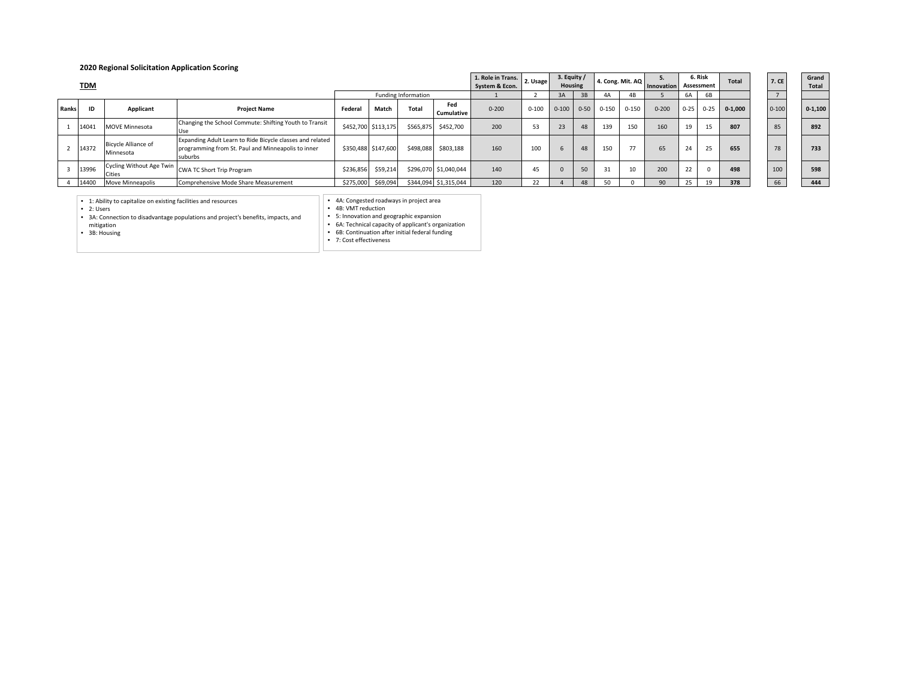**2020 Regional Solicitation Application Scoring**

**TDM**

| | | | | Funding Information | | | | 1. Role in Trans. System & Econ. | 2. Usage | 3. Equity / Housing | | 4. Cong. Mit. AQ | | 5. Innovation | 6. Risk Assessment | | Total | 7. CE | Grand Total |
|---|---|---|---|---|---|---|---|---|---|---|---|---|---|---|---|---|---|---|---|
| | | | | | | | | 1 | 2 | 3A | 3B | 4A | 4B | 5 | 6A | 6B | | 7 | |
| Ranks | ID | Applicant | Project Name | Federal | Match | Total | Fed Cumulative | 0-200 | 0-100 | 0-100 | 0-50 | 0-150 | 0-150 | 0-200 | 0-25 | 0-25 | **0-1,000** | 0-100 | **0-1,100** |
| 1 | 14041 | MOVE Minnesota | Changing the School Commute: Shifting Youth to Transit Use | $452,700 | $113,175 | $565,875 | $452,700 | 200 | 53 | 23 | 48 | 139 | 150 | 160 | 19 | 15 | **807** | 85 | **892** |
| 2 | 14372 | Bicycle Alliance of Minnesota | Expanding Adult Learn to Ride Bicycle classes and related programming from St. Paul and Minneapolis to inner suburbs | $350,488 | $147,600 | $498,088 | $803,188 | 160 | 100 | 6 | 48 | 150 | 77 | 65 | 24 | 25 | **655** | 78 | **733** |
| 3 | 13996 | Cycling Without Age Twin Cities | CWA TC Short Trip Program | $236,856 | $59,214 | $296,070 | $1,040,044 | 140 | 45 | 0 | 50 | 31 | 10 | 200 | 22 | 0 | **498** | 100 | **598** |
| 4 | 14400 | Move Minneapolis | Comprehensive Mode Share Measurement | $275,000 | $69,094 | $344,094 | $1,315,044 | 120 | 22 | 4 | 48 | 50 | 0 | 90 | 25 | 19 | **378** | 66 | **444** |

- 1: Ability to capitalize on existing facilities and resources
- 2: Users
- 3A: Connection to disadvantage populations and project's benefits, impacts, and mitigation
- 3B: Housing

- 4A: Congested roadways in project area
- 4B: VMT reduction
- 5: Innovation and geographic expansion
- 6A: Technical capacity of applicant's organization
- 6B: Continuation after initial federal funding
- 7: Cost effectiveness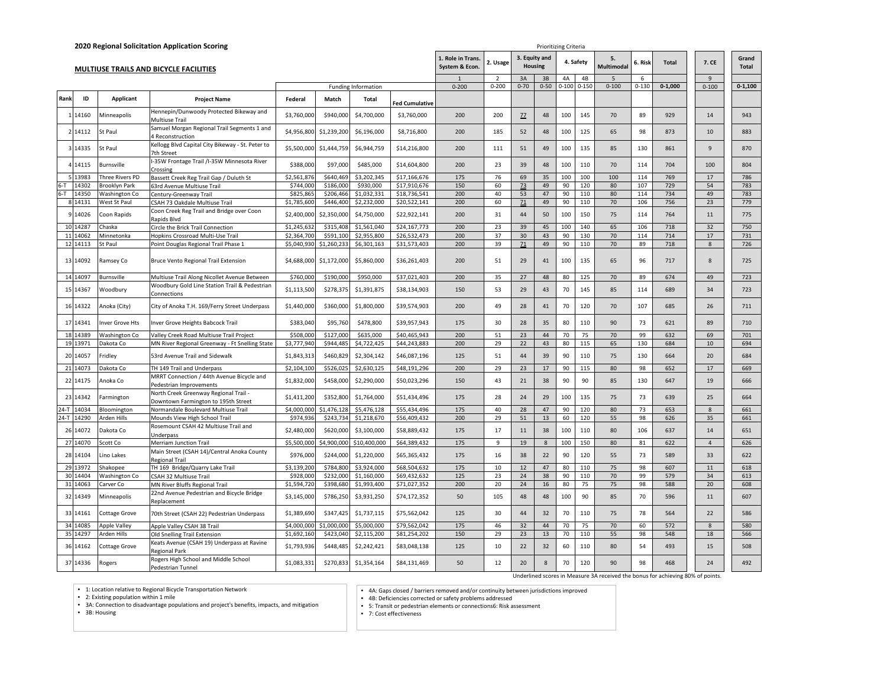## 2020 Regional Solicitation Application Scoring

### MULTIUSE TRAILS AND BICYCLE FACILITIES

| | | | | Funding Information | | | | Prioritizing Criteria | | | | | | | | | | | |
|---|---|---|---|---|---|---|---|---|---|---|---|---|---|---|---|---|---|---|---|
| | | | | | | | | 1. Role in Trans. System & Econ. | 2. Usage | 3. Equity and Housing | | 4. Safety | | 5. Multimodal | 6. Risk | Total | 7. CE | Grand Total |
| | | | | | | | | 1 | 2 | 3A | 3B | 4A | 4B | 5 | 6 | | 9 | |
| | | | | | | | | 0-200 | 0-200 | 0-70 | 0-50 | 0-100 | 0-150 | 0-100 | 0-130 | 0-1,000 | 0-100 | 0-1,100 |
| Rank | ID | Applicant | Project Name | Federal | Match | Total | Fed Cumulative | | | | | | | | | | | |
| 1 | 14160 | Minneapolis | Hennepin/Dunwoody Protected Bikeway and Multiuse Trail | $3,760,000 | $940,000 | $4,700,000 | $3,760,000 | 200 | 200 | 77 | 48 | 100 | 145 | 70 | 89 | 929 | 14 | 943 |
| 2 | 14112 | St Paul | Samuel Morgan Regional Trail Segments 1 and 4 Reconstruction | $4,956,800 | $1,239,200 | $6,196,000 | $8,716,800 | 200 | 185 | 52 | 48 | 100 | 125 | 65 | 98 | 873 | 10 | 883 |
| 3 | 14335 | St Paul | Kellogg Blvd Capital City Bikeway - St. Peter to 7th Street | $5,500,000 | $1,444,759 | $6,944,759 | $14,216,800 | 200 | 111 | 51 | 49 | 100 | 135 | 85 | 130 | 861 | 9 | 870 |
| 4 | 14115 | Burnsville | I-35W Frontage Trail /I-35W Minnesota River Crossing | $388,000 | $97,000 | $485,000 | $14,604,800 | 200 | 23 | 39 | 48 | 100 | 110 | 70 | 114 | 704 | 100 | 804 |
| 5 | 13983 | Three Rivers PD | Bassett Creek Reg Trail Gap / Duluth St | $2,561,876 | $640,469 | $3,202,345 | $17,166,676 | 175 | 76 | 69 | 35 | 100 | 100 | 100 | 114 | 769 | 17 | 786 |
| 6-T | 14302 | Brooklyn Park | 63rd Avenue Multiuse Trail | $744,000 | $186,000 | $930,000 | $17,910,676 | 150 | 60 | 73 | 49 | 90 | 120 | 80 | 107 | 729 | 54 | 783 |
| 6-T | 14350 | Washington Co | Century-Greenway Trail | $825,865 | $206,466 | $1,032,331 | $18,736,541 | 200 | 40 | 53 | 47 | 90 | 110 | 80 | 114 | 734 | 49 | 783 |
| 8 | 14131 | West St Paul | CSAH 73 Oakdale Multiuse Trail | $1,785,600 | $446,400 | $2,232,000 | $20,522,141 | 200 | 60 | 71 | 49 | 90 | 110 | 70 | 106 | 756 | 23 | 779 |
| 9 | 14026 | Coon Rapids | Coon Creek Reg Trail and Bridge over Coon Rapids Blvd | $2,400,000 | $2,350,000 | $4,750,000 | $22,922,141 | 200 | 31 | 44 | 50 | 100 | 150 | 75 | 114 | 764 | 11 | 775 |
| 10 | 14287 | Chaska | Circle the Brick Trail Connection | $1,245,632 | $315,408 | $1,561,040 | $24,167,773 | 200 | 23 | 39 | 45 | 100 | 140 | 65 | 106 | 718 | 32 | 750 |
| 11 | 14062 | Minnetonka | Hopkins Crossroad Multi-Use Trail | $2,364,700 | $591,100 | $2,955,800 | $26,532,473 | 200 | 37 | 30 | 43 | 90 | 130 | 70 | 114 | 714 | 17 | 731 |
| 12 | 14113 | St Paul | Point Douglas Regional Trail Phase 1 | $5,040,930 | $1,260,233 | $6,301,163 | $31,573,403 | 200 | 39 | 71 | 49 | 90 | 110 | 70 | 89 | 718 | 8 | 726 |
| 13 | 14092 | Ramsey Co | Bruce Vento Regional Trail Extension | $4,688,000 | $1,172,000 | $5,860,000 | $36,261,403 | 200 | 51 | 29 | 41 | 100 | 135 | 65 | 96 | 717 | 8 | 725 |
| 14 | 14097 | Burnsville | Multiuse Trail Along Nicollet Avenue Between | $760,000 | $190,000 | $950,000 | $37,021,403 | 200 | 35 | 27 | 48 | 80 | 125 | 70 | 89 | 674 | 49 | 723 |
| 15 | 14367 | Woodbury | Woodbury Gold Line Station Trail & Pedestrian Connections | $1,113,500 | $278,375 | $1,391,875 | $38,134,903 | 150 | 53 | 29 | 43 | 70 | 145 | 85 | 114 | 689 | 34 | 723 |
| 16 | 14322 | Anoka (City) | City of Anoka T.H. 169/Ferry Street Underpass | $1,440,000 | $360,000 | $1,800,000 | $39,574,903 | 200 | 49 | 28 | 41 | 70 | 120 | 70 | 107 | 685 | 26 | 711 |
| 17 | 14341 | Inver Grove Hts | Inver Grove Heights Babcock Trail | $383,040 | $95,760 | $478,800 | $39,957,943 | 175 | 30 | 28 | 35 | 80 | 110 | 90 | 73 | 621 | 89 | 710 |
| 18 | 14389 | Washington Co | Valley Creek Road Multiuse Trail Project | $508,000 | $127,000 | $635,000 | $40,465,943 | 200 | 51 | 23 | 44 | 70 | 75 | 70 | 99 | 632 | 69 | 701 |
| 19 | 13971 | Dakota Co | MN River Regional Greenway - Ft Snelling State | $3,777,940 | $944,485 | $4,722,425 | $44,243,883 | 200 | 29 | 22 | 43 | 80 | 115 | 65 | 130 | 684 | 10 | 694 |
| 20 | 14057 | Fridley | 53rd Avenue Trail and Sidewalk | $1,843,313 | $460,829 | $2,304,142 | $46,087,196 | 125 | 51 | 44 | 39 | 90 | 110 | 75 | 130 | 664 | 20 | 684 |
| 21 | 14073 | Dakota Co | TH 149 Trail and Underpass | $2,104,100 | $526,025 | $2,630,125 | $48,191,296 | 200 | 29 | 23 | 17 | 90 | 115 | 80 | 98 | 652 | 17 | 669 |
| 22 | 14175 | Anoka Co | MRRT Connection / 44th Avenue Bicycle and Pedestrian Improvements | $1,832,000 | $458,000 | $2,290,000 | $50,023,296 | 150 | 43 | 21 | 38 | 90 | 90 | 85 | 130 | 647 | 19 | 666 |
| 23 | 14342 | Farmington | North Creek Greenway Regional Trail - Downtown Farmington to 195th Street | $1,411,200 | $352,800 | $1,764,000 | $51,434,496 | 175 | 28 | 24 | 29 | 100 | 135 | 75 | 73 | 639 | 25 | 664 |
| 24-T | 14034 | Bloomington | Normandale Boulevard Multiuse Trail | $4,000,000 | $1,476,128 | $5,476,128 | $55,434,496 | 175 | 40 | 28 | 47 | 90 | 120 | 80 | 73 | 653 | 8 | 661 |
| 24-T | 14290 | Arden Hills | Mounds View High School Trail | $974,936 | $243,734 | $1,218,670 | $56,409,432 | 200 | 29 | 51 | 13 | 60 | 120 | 55 | 98 | 626 | 35 | 661 |
| 26 | 14072 | Dakota Co | Rosemount CSAH 42 Multiuse Trail and Underpass | $2,480,000 | $620,000 | $3,100,000 | $58,889,432 | 175 | 17 | 11 | 38 | 100 | 110 | 80 | 106 | 637 | 14 | 651 |
| 27 | 14070 | Scott Co | Merriam Junction Trail | $5,500,000 | $4,900,000 | $10,400,000 | $64,389,432 | 175 | 9 | 19 | 8 | 100 | 150 | 80 | 81 | 622 | 4 | 626 |
| 28 | 14104 | Lino Lakes | Main Street (CSAH 14)/Central Anoka County Regional Trail | $976,000 | $244,000 | $1,220,000 | $65,365,432 | 175 | 16 | 38 | 22 | 90 | 120 | 55 | 73 | 589 | 33 | 622 |
| 29 | 13972 | Shakopee | TH 169 Bridge/Quarry Lake Trail | $3,139,200 | $784,800 | $3,924,000 | $68,504,632 | 175 | 10 | 12 | 47 | 80 | 110 | 75 | 98 | 607 | 11 | 618 |
| 30 | 14404 | Washington Co | CSAH 32 Multiuse Trail | $928,000 | $232,000 | $1,160,000 | $69,432,632 | 125 | 23 | 24 | 38 | 90 | 110 | 70 | 99 | 579 | 34 | 613 |
| 31 | 14063 | Carver Co | MN River Bluffs Regional Trail | $1,594,720 | $398,680 | $1,993,400 | $71,027,352 | 200 | 20 | 24 | 16 | 80 | 75 | 75 | 98 | 588 | 20 | 608 |
| 32 | 14349 | Minneapolis | 22nd Avenue Pedestrian and Bicycle Bridge Replacement | $3,145,000 | $786,250 | $3,931,250 | $74,172,352 | 50 | 105 | 48 | 48 | 100 | 90 | 85 | 70 | 596 | 11 | 607 |
| 33 | 14161 | Cottage Grove | 70th Street (CSAH 22) Pedestrian Underpass | $1,389,690 | $347,425 | $1,737,115 | $75,562,042 | 125 | 30 | 44 | 32 | 70 | 110 | 75 | 78 | 564 | 22 | 586 |
| 34 | 14085 | Apple Valley | Apple Valley CSAH 38 Trail | $4,000,000 | $1,000,000 | $5,000,000 | $79,562,042 | 175 | 46 | 32 | 44 | 70 | 75 | 70 | 60 | 572 | 8 | 580 |
| 35 | 14297 | Arden Hills | Old Snelling Trail Extension | $1,692,160 | $423,040 | $2,115,200 | $81,254,202 | 150 | 29 | 23 | 13 | 70 | 110 | 55 | 98 | 548 | 18 | 566 |
| 36 | 14162 | Cottage Grove | Keats Avenue (CSAH 19) Underpass at Ravine Regional Park | $1,793,936 | $448,485 | $2,242,421 | $83,048,138 | 125 | 10 | 22 | 32 | 60 | 110 | 80 | 54 | 493 | 15 | 508 |
| 37 | 14336 | Rogers | Rogers High School and Middle School Pedestrian Tunnel | $1,083,331 | $270,833 | $1,354,164 | $84,131,469 | 50 | 12 | 20 | 8 | 70 | 120 | 90 | 98 | 468 | 24 | 492 |

Underlined scores in Measure 3A received the bonus for achieving 80% of points.

- 1: Location relative to Regional Bicycle Transportation Network
- 2: Existing population within 1 mile
- 3A: Connection to disadvantage populations and project's benefits, impacts, and mitigation
- 3B: Housing

- 4A: Gaps closed / barriers removed and/or continuity between jurisdictions improved
- 4B: Deficiencies corrected or safety problems addressed
- 5: Transit or pedestrian elements or connections6: Risk assessment
- 7: Cost effectiveness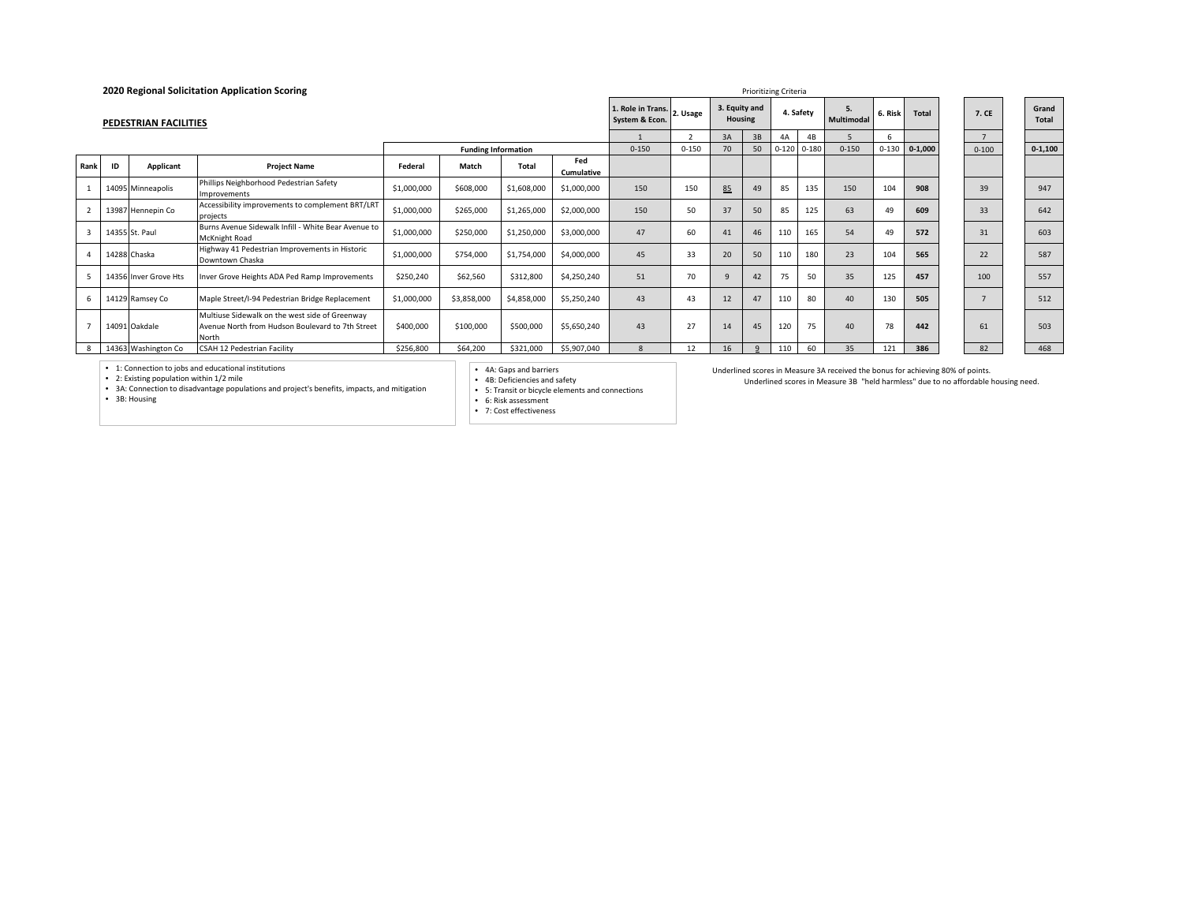**2020 Regional Solicitation Application Scoring**

**PEDESTRIAN FACILITIES**

Prioritizing Criteria

| Rank | ID | Applicant | Project Name | Federal | Match | Total | Fed Cumulative | 1. Role in Trans. System & Econ. | 2. Usage | 3. Equity and Housing | | 4. Safety | | 5. Multimodal | 6. Risk | Total | 7. CE | Grand Total |
|---|---|---|---|---|---|---|---|---|---|---|---|---|---|---|---|---|---|---|
| | | | | | | | | 1 | 2 | 3A | 3B | 4A | 4B | 5 | 6 | | 7 | |
| | | | | Funding Information | | | | 0-150 | 0-150 | 70 | 50 | 0-120 | 0-180 | 0-150 | 0-130 | **0-1,000** | 0-100 | **0-1,100** |
| 1 | 14095 | Minneapolis | Phillips Neighborhood Pedestrian Safety Improvements | $1,000,000 | $608,000 | $1,608,000 | $1,000,000 | 150 | 150 | <u>85</u> | 49 | 85 | 135 | 150 | 104 | **908** | 39 | 947 |
| 2 | 13987 | Hennepin Co | Accessibility improvements to complement BRT/LRT projects | $1,000,000 | $265,000 | $1,265,000 | $2,000,000 | 150 | 50 | 37 | 50 | 85 | 125 | 63 | 49 | **609** | 33 | 642 |
| 3 | 14355 | St. Paul | Burns Avenue Sidewalk Infill - White Bear Avenue to McKnight Road | $1,000,000 | $250,000 | $1,250,000 | $3,000,000 | 47 | 60 | 41 | 46 | 110 | 165 | 54 | 49 | **572** | 31 | 603 |
| 4 | 14288 | Chaska | Highway 41 Pedestrian Improvements in Historic Downtown Chaska | $1,000,000 | $754,000 | $1,754,000 | $4,000,000 | 45 | 33 | 20 | 50 | 110 | 180 | 23 | 104 | **565** | 22 | 587 |
| 5 | 14356 | Inver Grove Hts | Inver Grove Heights ADA Ped Ramp Improvements | $250,240 | $62,560 | $312,800 | $4,250,240 | 51 | 70 | 9 | 42 | 75 | 50 | 35 | 125 | **457** | 100 | 557 |
| 6 | 14129 | Ramsey Co | Maple Street/I-94 Pedestrian Bridge Replacement | $1,000,000 | $3,858,000 | $4,858,000 | $5,250,240 | 43 | 43 | 12 | 47 | 110 | 80 | 40 | 130 | **505** | 7 | 512 |
| 7 | 14091 | Oakdale | Multiuse Sidewalk on the west side of Greenway Avenue North from Hudson Boulevard to 7th Street North | $400,000 | $100,000 | $500,000 | $5,650,240 | 43 | 27 | 14 | 45 | 120 | 75 | 40 | 78 | **442** | 61 | 503 |
| 8 | 14363 | Washington Co | CSAH 12 Pedestrian Facility | $256,800 | $64,200 | $321,000 | $5,907,040 | 8 | 12 | 16 | <u>9</u> | 110 | 60 | 35 | 121 | **386** | 82 | 468 |

- 1: Connection to jobs and educational institutions
- 2: Existing population within 1/2 mile
- 3A: Connection to disadvantage populations and project's benefits, impacts, and mitigation
- 3B: Housing

- 4A: Gaps and barriers
- 4B: Deficiencies and safety
- 5: Transit or bicycle elements and connections
- 6: Risk assessment
- 7: Cost effectiveness

Underlined scores in Measure 3A received the bonus for achieving 80% of points.

Underlined scores in Measure 3B "held harmless" due to no affordable housing need.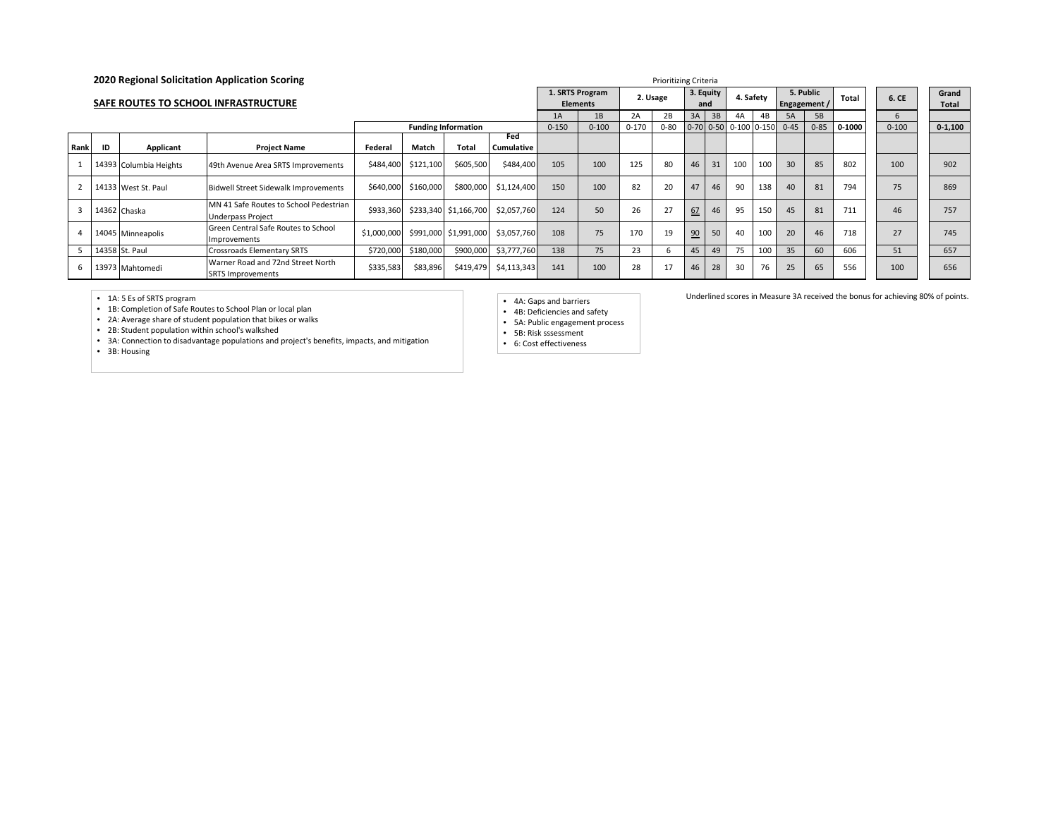## 2020 Regional Solicitation Application Scoring

### SAFE ROUTES TO SCHOOL INFRASTRUCTURE

Prioritizing Criteria

| | | | | Funding Information | | | | 1. SRTS Program Elements | | 2. Usage | | 3. Equity and | | 4. Safety | | 5. Public Engagement / | | Total | 6. CE | Grand Total |
|---|---|---|---|---|---|---|---|---|---|---|---|---|---|---|---|---|---|---|---|---|
| | | | | | | | | 1A | 1B | 2A | 2B | 3A | 3B | 4A | 4B | 5A | 5B | | 6 | |
| | | | | | | | | 0-150 | 0-100 | 0-170 | 0-80 | 0-70 | 0-50 | 0-100 | 0-150 | 0-45 | 0-85 | 0-1000 | 0-100 | 0-1,100 |
| Rank | ID | Applicant | Project Name | Federal | Match | Total | Fed Cumulative | | | | | | | | | | | | | |
| 1 | 14393 | Columbia Heights | 49th Avenue Area SRTS Improvements | $484,400 | $121,100 | $605,500 | $484,400 | 105 | 100 | 125 | 80 | 46 | 31 | 100 | 100 | 30 | 85 | 802 | 100 | 902 |
| 2 | 14133 | West St. Paul | Bidwell Street Sidewalk Improvements | $640,000 | $160,000 | $800,000 | $1,124,400 | 150 | 100 | 82 | 20 | 47 | 46 | 90 | 138 | 40 | 81 | 794 | 75 | 869 |
| 3 | 14362 | Chaska | MN 41 Safe Routes to School Pedestrian Underpass Project | $933,360 | $233,340 | $1,166,700 | $2,057,760 | 124 | 50 | 26 | 27 | <u>67</u> | 46 | 95 | 150 | 45 | 81 | 711 | 46 | 757 |
| 4 | 14045 | Minneapolis | Green Central Safe Routes to School Improvements | $1,000,000 | $991,000 | $1,991,000 | $3,057,760 | 108 | 75 | 170 | 19 | <u>90</u> | 50 | 40 | 100 | 20 | 46 | 718 | 27 | 745 |
| 5 | 14358 | St. Paul | Crossroads Elementary SRTS | $720,000 | $180,000 | $900,000 | $3,777,760 | 138 | 75 | 23 | 6 | 45 | 49 | 75 | 100 | 35 | 60 | 606 | 51 | 657 |
| 6 | 13973 | Mahtomedi | Warner Road and 72nd Street North SRTS Improvements | $335,583 | $83,896 | $419,479 | $4,113,343 | 141 | 100 | 28 | 17 | 46 | 28 | 30 | 76 | 25 | 65 | 556 | 100 | 656 |

- 1A: 5 Es of SRTS program
- 1B: Completion of Safe Routes to School Plan or local plan
- 2A: Average share of student population that bikes or walks
- 2B: Student population within school's walkshed
- 3A: Connection to disadvantage populations and project's benefits, impacts, and mitigation
- 3B: Housing

- 4A: Gaps and barriers
- 4B: Deficiencies and safety
- 5A: Public engagement process
- 5B: Risk sssessment
- 6: Cost effectiveness

Underlined scores in Measure 3A received the bonus for achieving 80% of points.